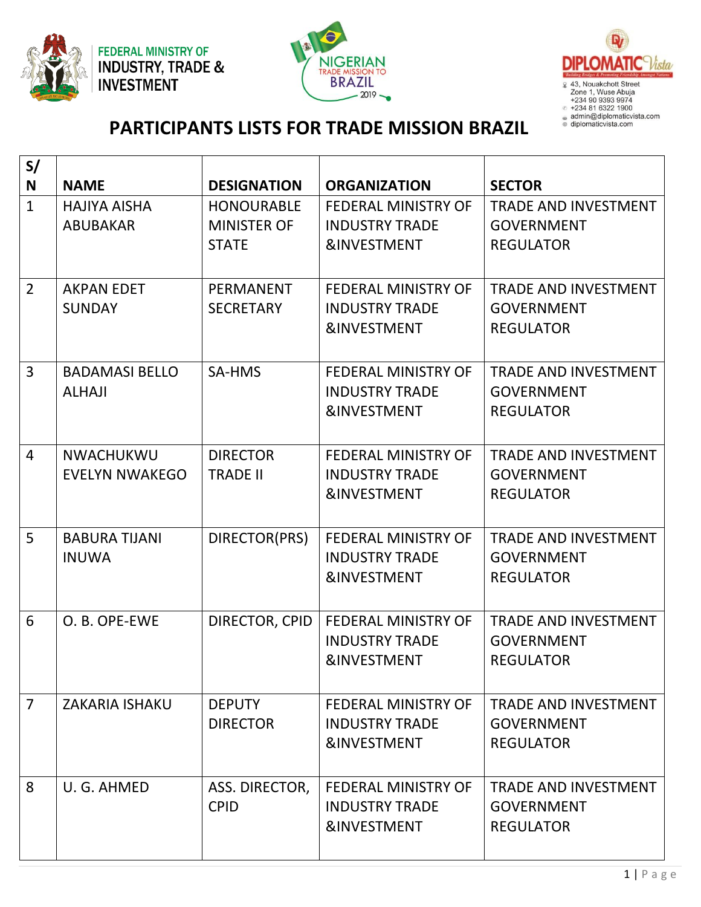FEDERAL MINISTRY OF INDUSTRY, TRADE & INVESTMENT

NIGERIAN TRADE MISSION TO BRAZIL 2019

DIPLOMATIC Vista
"Building Bridges & Promoting Friendship Amongst Nations"
43, Nouakchott Street
Zone 1, Wuse Abuja
+234 90 9393 9974
+234 81 6322 1900
admin@diplomaticvista.com
diplomaticvista.com

# PARTICIPANTS LISTS FOR TRADE MISSION BRAZIL

| S/N | NAME | DESIGNATION | ORGANIZATION | SECTOR |
|---|---|---|---|---|
| 1 | HAJIYA AISHA ABUBAKAR | HONOURABLE MINISTER OF STATE | FEDERAL MINISTRY OF INDUSTRY TRADE &INVESTMENT | TRADE AND INVESTMENT GOVERNMENT REGULATOR |
| 2 | AKPAN EDET SUNDAY | PERMANENT SECRETARY | FEDERAL MINISTRY OF INDUSTRY TRADE &INVESTMENT | TRADE AND INVESTMENT GOVERNMENT REGULATOR |
| 3 | BADAMASI BELLO ALHAJI | SA-HMS | FEDERAL MINISTRY OF INDUSTRY TRADE &INVESTMENT | TRADE AND INVESTMENT GOVERNMENT REGULATOR |
| 4 | NWACHUKWU EVELYN NWAKEGO | DIRECTOR TRADE II | FEDERAL MINISTRY OF INDUSTRY TRADE &INVESTMENT | TRADE AND INVESTMENT GOVERNMENT REGULATOR |
| 5 | BABURA TIJANI INUWA | DIRECTOR(PRS) | FEDERAL MINISTRY OF INDUSTRY TRADE &INVESTMENT | TRADE AND INVESTMENT GOVERNMENT REGULATOR |
| 6 | O. B. OPE-EWE | DIRECTOR, CPID | FEDERAL MINISTRY OF INDUSTRY TRADE &INVESTMENT | TRADE AND INVESTMENT GOVERNMENT REGULATOR |
| 7 | ZAKARIA ISHAKU | DEPUTY DIRECTOR | FEDERAL MINISTRY OF INDUSTRY TRADE &INVESTMENT | TRADE AND INVESTMENT GOVERNMENT REGULATOR |
| 8 | U. G. AHMED | ASS. DIRECTOR, CPID | FEDERAL MINISTRY OF INDUSTRY TRADE &INVESTMENT | TRADE AND INVESTMENT GOVERNMENT REGULATOR |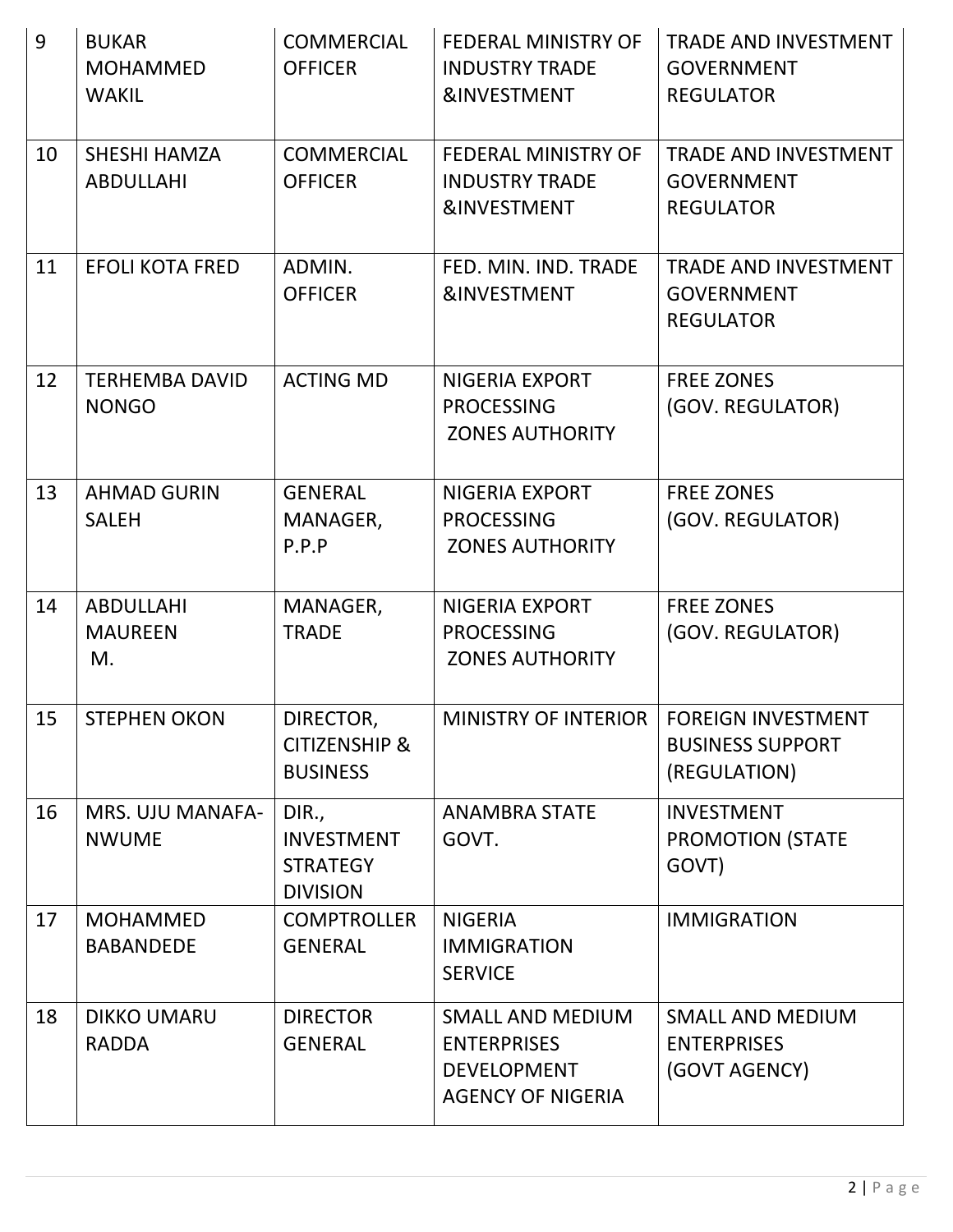| 9 | BUKAR MOHAMMED WAKIL | COMMERCIAL OFFICER | FEDERAL MINISTRY OF INDUSTRY TRADE &INVESTMENT | TRADE AND INVESTMENT GOVERNMENT REGULATOR |
|---|---|---|---|---|
| 10 | SHESHI HAMZA ABDULLAHI | COMMERCIAL OFFICER | FEDERAL MINISTRY OF INDUSTRY TRADE &INVESTMENT | TRADE AND INVESTMENT GOVERNMENT REGULATOR |
| 11 | EFOLI KOTA FRED | ADMIN. OFFICER | FED. MIN. IND. TRADE &INVESTMENT | TRADE AND INVESTMENT GOVERNMENT REGULATOR |
| 12 | TERHEMBA DAVID NONGO | ACTING MD | NIGERIA EXPORT PROCESSING ZONES AUTHORITY | FREE ZONES (GOV. REGULATOR) |
| 13 | AHMAD GURIN SALEH | GENERAL MANAGER, P.P.P | NIGERIA EXPORT PROCESSING ZONES AUTHORITY | FREE ZONES (GOV. REGULATOR) |
| 14 | ABDULLAHI MAUREEN M. | MANAGER, TRADE | NIGERIA EXPORT PROCESSING ZONES AUTHORITY | FREE ZONES (GOV. REGULATOR) |
| 15 | STEPHEN OKON | DIRECTOR, CITIZENSHIP & BUSINESS | MINISTRY OF INTERIOR | FOREIGN INVESTMENT BUSINESS SUPPORT (REGULATION) |
| 16 | MRS. UJU MANAFA-NWUME | DIR., INVESTMENT STRATEGY DIVISION | ANAMBRA STATE GOVT. | INVESTMENT PROMOTION (STATE GOVT) |
| 17 | MOHAMMED BABANDEDE | COMPTROLLER GENERAL | NIGERIA IMMIGRATION SERVICE | IMMIGRATION |
| 18 | DIKKO UMARU RADDA | DIRECTOR GENERAL | SMALL AND MEDIUM ENTERPRISES DEVELOPMENT AGENCY OF NIGERIA | SMALL AND MEDIUM ENTERPRISES (GOVT AGENCY) |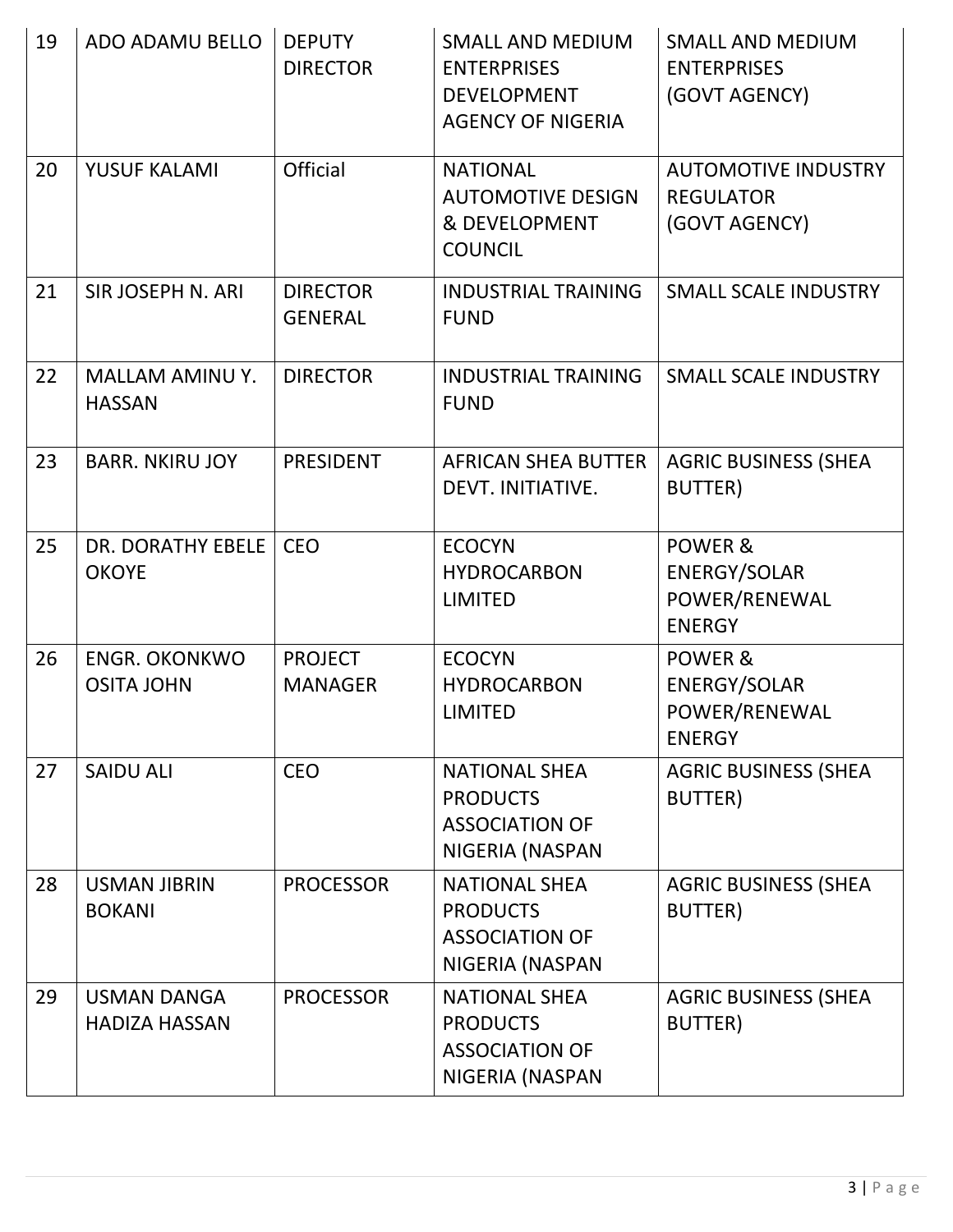| 19 | ADO ADAMU BELLO | DEPUTY DIRECTOR | SMALL AND MEDIUM ENTERPRISES DEVELOPMENT AGENCY OF NIGERIA | SMALL AND MEDIUM ENTERPRISES (GOVT AGENCY) |
|---|---|---|---|---|
| 20 | YUSUF KALAMI | Official | NATIONAL AUTOMOTIVE DESIGN & DEVELOPMENT COUNCIL | AUTOMOTIVE INDUSTRY REGULATOR (GOVT AGENCY) |
| 21 | SIR JOSEPH N. ARI | DIRECTOR GENERAL | INDUSTRIAL TRAINING FUND | SMALL SCALE INDUSTRY |
| 22 | MALLAM AMINU Y. HASSAN | DIRECTOR | INDUSTRIAL TRAINING FUND | SMALL SCALE INDUSTRY |
| 23 | BARR. NKIRU JOY | PRESIDENT | AFRICAN SHEA BUTTER DEVT. INITIATIVE. | AGRIC BUSINESS (SHEA BUTTER) |
| 25 | DR. DORATHY EBELE OKOYE | CEO | ECOCYN HYDROCARBON LIMITED | POWER & ENERGY/SOLAR POWER/RENEWAL ENERGY |
| 26 | ENGR. OKONKWO OSITA JOHN | PROJECT MANAGER | ECOCYN HYDROCARBON LIMITED | POWER & ENERGY/SOLAR POWER/RENEWAL ENERGY |
| 27 | SAIDU ALI | CEO | NATIONAL SHEA PRODUCTS ASSOCIATION OF NIGERIA (NASPAN | AGRIC BUSINESS (SHEA BUTTER) |
| 28 | USMAN JIBRIN BOKANI | PROCESSOR | NATIONAL SHEA PRODUCTS ASSOCIATION OF NIGERIA (NASPAN | AGRIC BUSINESS (SHEA BUTTER) |
| 29 | USMAN DANGA HADIZA HASSAN | PROCESSOR | NATIONAL SHEA PRODUCTS ASSOCIATION OF NIGERIA (NASPAN | AGRIC BUSINESS (SHEA BUTTER) |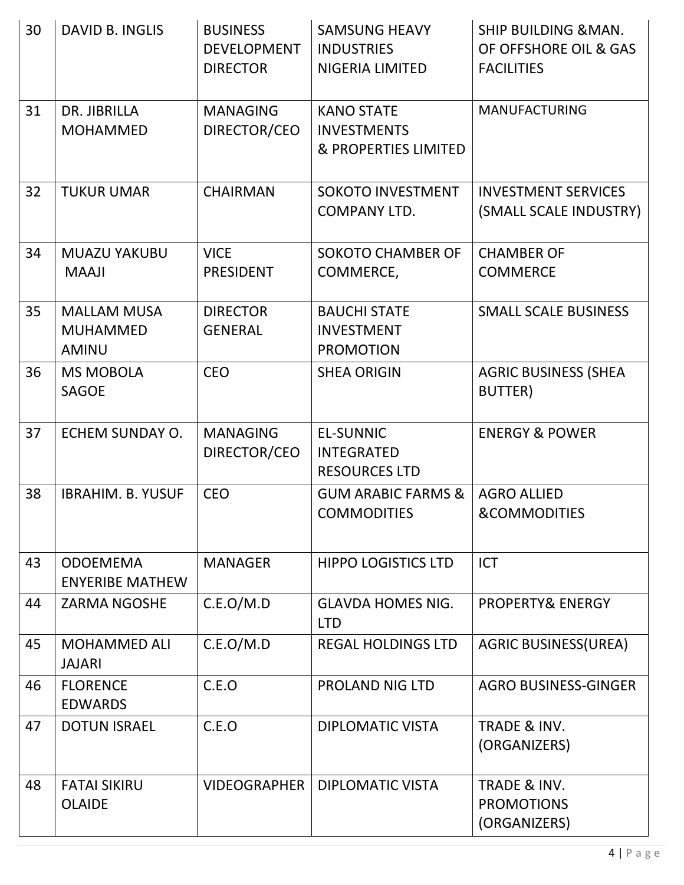| 30 | DAVID B. INGLIS | BUSINESS DEVELOPMENT DIRECTOR | SAMSUNG HEAVY INDUSTRIES NIGERIA LIMITED | SHIP BUILDING &MAN. OF OFFSHORE OIL & GAS FACILITIES |
|---|---|---|---|---|
| 31 | DR. JIBRILLA MOHAMMED | MANAGING DIRECTOR/CEO | KANO STATE INVESTMENTS & PROPERTIES LIMITED | MANUFACTURING |
| 32 | TUKUR UMAR | CHAIRMAN | SOKOTO INVESTMENT COMPANY LTD. | INVESTMENT SERVICES (SMALL SCALE INDUSTRY) |
| 34 | MUAZU YAKUBU MAAJI | VICE PRESIDENT | SOKOTO CHAMBER OF COMMERCE, | CHAMBER OF COMMERCE |
| 35 | MALLAM MUSA MUHAMMED AMINU | DIRECTOR GENERAL | BAUCHI STATE INVESTMENT PROMOTION | SMALL SCALE BUSINESS |
| 36 | MS MOBOLA SAGOE | CEO | SHEA ORIGIN | AGRIC BUSINESS (SHEA BUTTER) |
| 37 | ECHEM SUNDAY O. | MANAGING DIRECTOR/CEO | EL-SUNNIC INTEGRATED RESOURCES LTD | ENERGY & POWER |
| 38 | IBRAHIM. B. YUSUF | CEO | GUM ARABIC FARMS & COMMODITIES | AGRO ALLIED &COMMODITIES |
| 43 | ODOEMEMA ENYERIBE MATHEW | MANAGER | HIPPO LOGISTICS LTD | ICT |
| 44 | ZARMA NGOSHE | C.E.O/M.D | GLAVDA HOMES NIG. LTD | PROPERTY& ENERGY |
| 45 | MOHAMMED ALI JAJARI | C.E.O/M.D | REGAL HOLDINGS LTD | AGRIC BUSINESS(UREA) |
| 46 | FLORENCE EDWARDS | C.E.O | PROLAND NIG LTD | AGRO BUSINESS-GINGER |
| 47 | DOTUN ISRAEL | C.E.O | DIPLOMATIC VISTA | TRADE & INV. (ORGANIZERS) |
| 48 | FATAI SIKIRU OLAIDE | VIDEOGRAPHER | DIPLOMATIC VISTA | TRADE & INV. PROMOTIONS (ORGANIZERS) |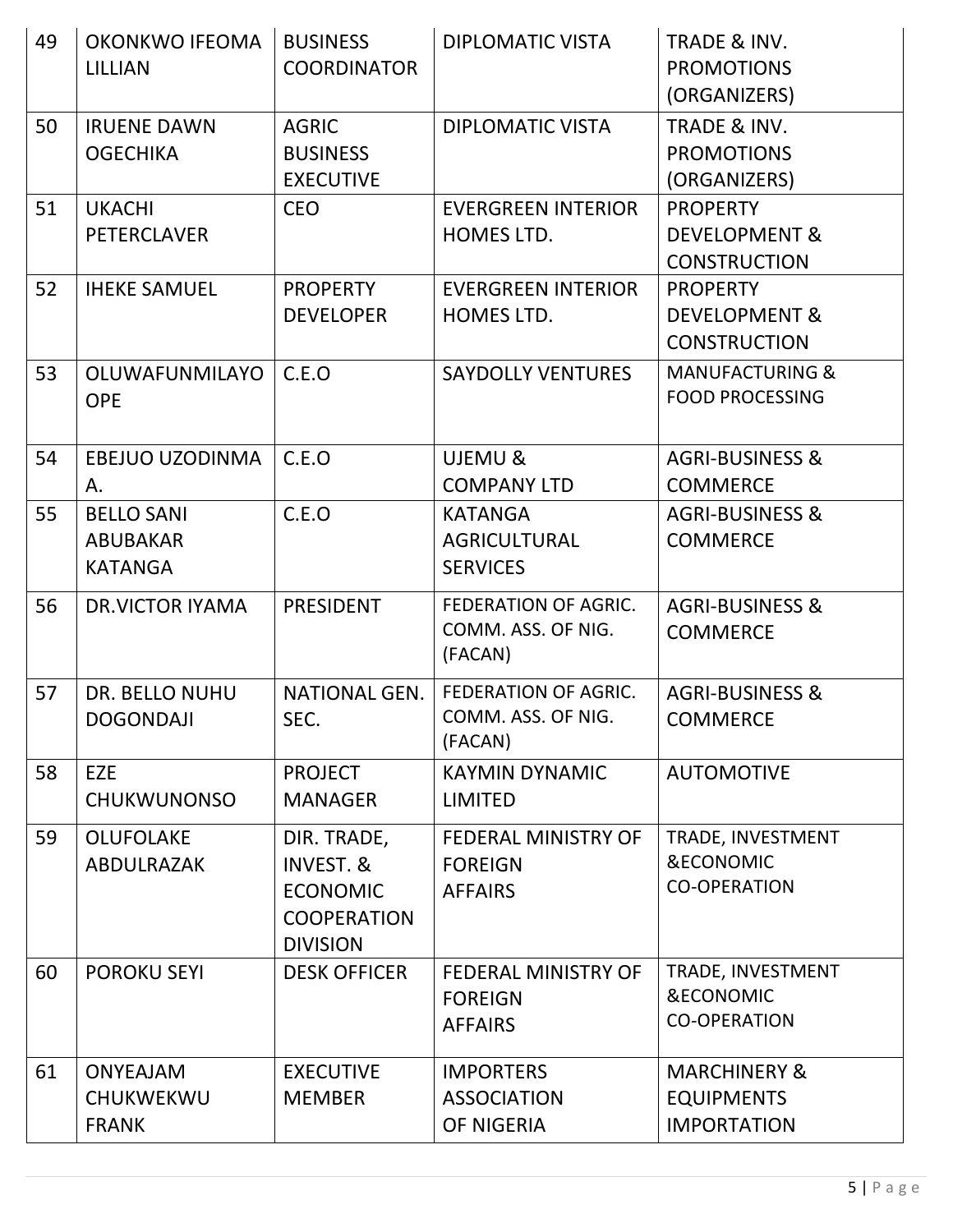| 49 | OKONKWO IFEOMA LILLIAN | BUSINESS COORDINATOR | DIPLOMATIC VISTA | TRADE & INV. PROMOTIONS (ORGANIZERS) |
|---|---|---|---|---|
| 50 | IRUENE DAWN OGECHIKA | AGRIC BUSINESS EXECUTIVE | DIPLOMATIC VISTA | TRADE & INV. PROMOTIONS (ORGANIZERS) |
| 51 | UKACHI PETERCLAVER | CEO | EVERGREEN INTERIOR HOMES LTD. | PROPERTY DEVELOPMENT & CONSTRUCTION |
| 52 | IHEKE SAMUEL | PROPERTY DEVELOPER | EVERGREEN INTERIOR HOMES LTD. | PROPERTY DEVELOPMENT & CONSTRUCTION |
| 53 | OLUWAFUNMILAYO OPE | C.E.O | SAYDOLLY VENTURES | MANUFACTURING & FOOD PROCESSING |
| 54 | EBEJUO UZODINMA A. | C.E.O | UJEMU & COMPANY LTD | AGRI-BUSINESS & COMMERCE |
| 55 | BELLO SANI ABUBAKAR KATANGA | C.E.O | KATANGA AGRICULTURAL SERVICES | AGRI-BUSINESS & COMMERCE |
| 56 | DR.VICTOR IYAMA | PRESIDENT | FEDERATION OF AGRIC. COMM. ASS. OF NIG. (FACAN) | AGRI-BUSINESS & COMMERCE |
| 57 | DR. BELLO NUHU DOGONDAJI | NATIONAL GEN. SEC. | FEDERATION OF AGRIC. COMM. ASS. OF NIG. (FACAN) | AGRI-BUSINESS & COMMERCE |
| 58 | EZE CHUKWUNONSO | PROJECT MANAGER | KAYMIN DYNAMIC LIMITED | AUTOMOTIVE |
| 59 | OLUFOLAKE ABDULRAZAK | DIR. TRADE, INVEST. & ECONOMIC COOPERATION DIVISION | FEDERAL MINISTRY OF FOREIGN AFFAIRS | TRADE, INVESTMENT &ECONOMIC CO-OPERATION |
| 60 | POROKU SEYI | DESK OFFICER | FEDERAL MINISTRY OF FOREIGN AFFAIRS | TRADE, INVESTMENT &ECONOMIC CO-OPERATION |
| 61 | ONYEAJAM CHUKWEKWU FRANK | EXECUTIVE MEMBER | IMPORTERS ASSOCIATION OF NIGERIA | MARCHINERY & EQUIPMENTS IMPORTATION |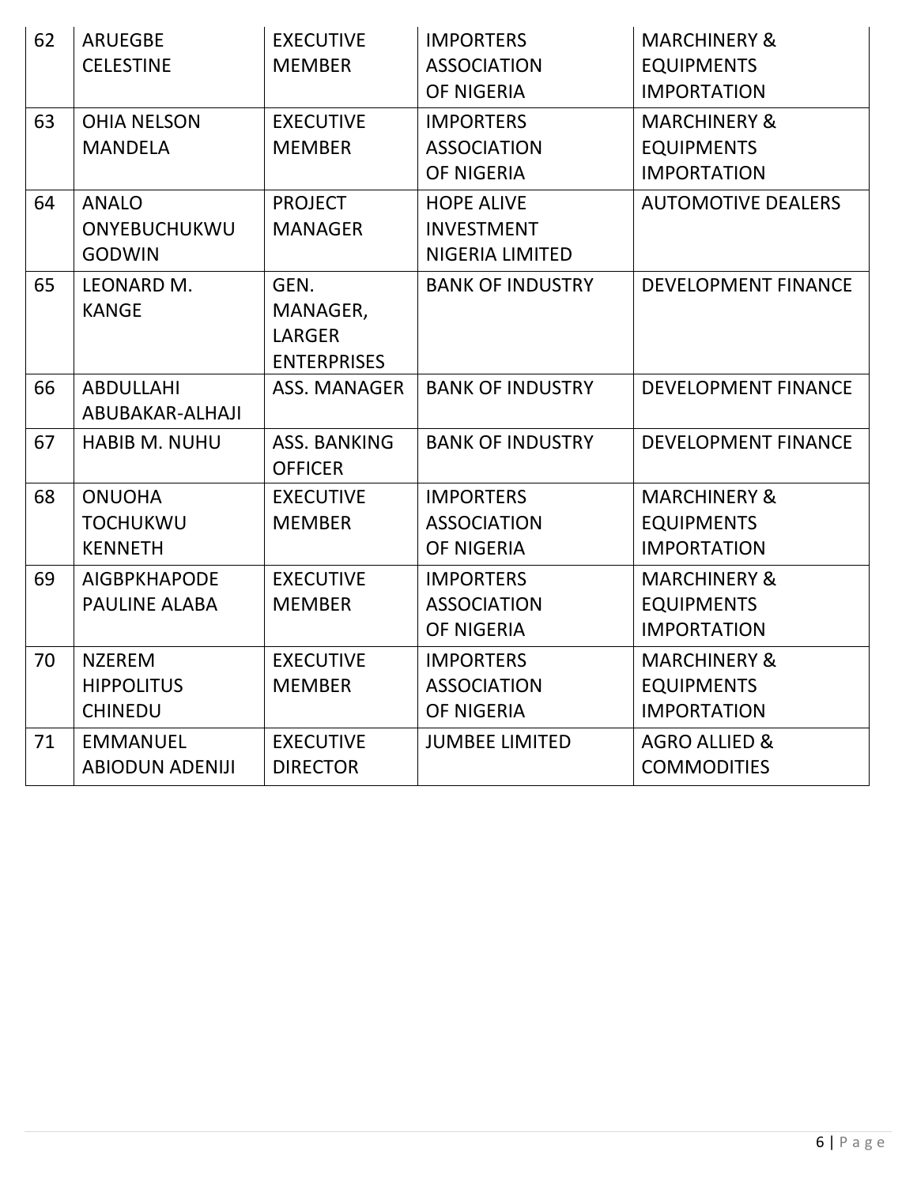| | | | | |
|---|---|---|---|---|
| 62 | ARUEGBE CELESTINE | EXECUTIVE MEMBER | IMPORTERS ASSOCIATION OF NIGERIA | MARCHINERY & EQUIPMENTS IMPORTATION |
| 63 | OHIA NELSON MANDELA | EXECUTIVE MEMBER | IMPORTERS ASSOCIATION OF NIGERIA | MARCHINERY & EQUIPMENTS IMPORTATION |
| 64 | ANALO ONYEBUCHUKWU GODWIN | PROJECT MANAGER | HOPE ALIVE INVESTMENT NIGERIA LIMITED | AUTOMOTIVE DEALERS |
| 65 | LEONARD M. KANGE | GEN. MANAGER, LARGER ENTERPRISES | BANK OF INDUSTRY | DEVELOPMENT FINANCE |
| 66 | ABDULLAHI ABUBAKAR-ALHAJI | ASS. MANAGER | BANK OF INDUSTRY | DEVELOPMENT FINANCE |
| 67 | HABIB M. NUHU | ASS. BANKING OFFICER | BANK OF INDUSTRY | DEVELOPMENT FINANCE |
| 68 | ONUOHA TOCHUKWU KENNETH | EXECUTIVE MEMBER | IMPORTERS ASSOCIATION OF NIGERIA | MARCHINERY & EQUIPMENTS IMPORTATION |
| 69 | AIGBPKHAPODE PAULINE ALABA | EXECUTIVE MEMBER | IMPORTERS ASSOCIATION OF NIGERIA | MARCHINERY & EQUIPMENTS IMPORTATION |
| 70 | NZEREM HIPPOLITUS CHINEDU | EXECUTIVE MEMBER | IMPORTERS ASSOCIATION OF NIGERIA | MARCHINERY & EQUIPMENTS IMPORTATION |
| 71 | EMMANUEL ABIODUN ADENIJI | EXECUTIVE DIRECTOR | JUMBEE LIMITED | AGRO ALLIED & COMMODITIES |